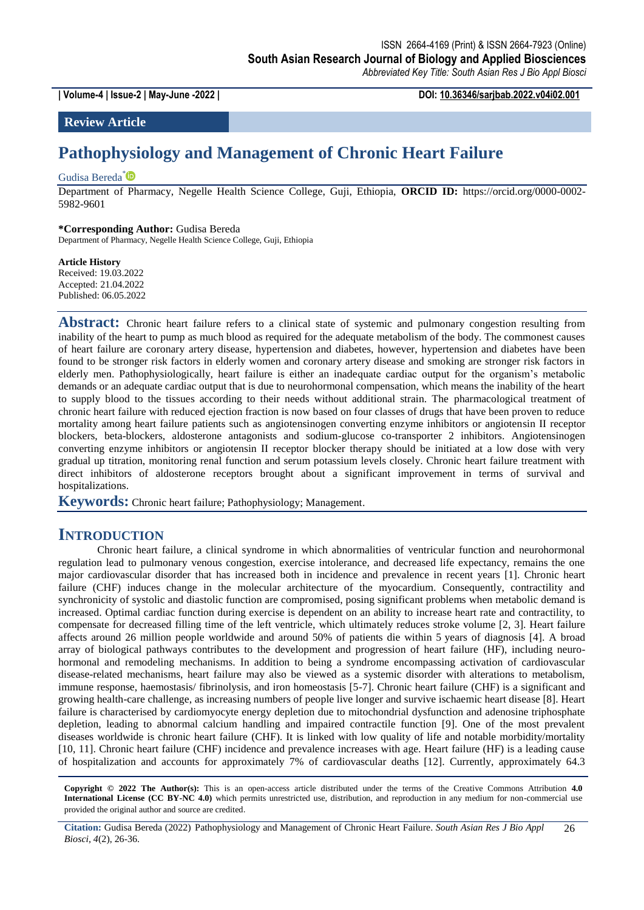ISSN 2664-4169 (Print) & ISSN 2664-7923 (Online)
**South Asian Research Journal of Biology and Applied Biosciences**
*Abbreviated Key Title: South Asian Res J Bio Appl Biosci*

**| Volume-4 | Issue-2 | May-June -2022 |** **DOI: 10.36346/sarjbab.2022.v04i02.001**

**Review Article**

# Pathophysiology and Management of Chronic Heart Failure

Gudisa Bereda*

Department of Pharmacy, Negelle Health Science College, Guji, Ethiopia, **ORCID ID:** https://orcid.org/0000-0002-5982-9601

**\*Corresponding Author:** Gudisa Bereda
Department of Pharmacy, Negelle Health Science College, Guji, Ethiopia

**Article History**
Received: 19.03.2022
Accepted: 21.04.2022
Published: 06.05.2022

**Abstract:** Chronic heart failure refers to a clinical state of systemic and pulmonary congestion resulting from inability of the heart to pump as much blood as required for the adequate metabolism of the body. The commonest causes of heart failure are coronary artery disease, hypertension and diabetes, however, hypertension and diabetes have been found to be stronger risk factors in elderly women and coronary artery disease and smoking are stronger risk factors in elderly men. Pathophysiologically, heart failure is either an inadequate cardiac output for the organism's metabolic demands or an adequate cardiac output that is due to neurohormonal compensation, which means the inability of the heart to supply blood to the tissues according to their needs without additional strain. The pharmacological treatment of chronic heart failure with reduced ejection fraction is now based on four classes of drugs that have been proven to reduce mortality among heart failure patients such as angiotensinogen converting enzyme inhibitors or angiotensin II receptor blockers, beta-blockers, aldosterone antagonists and sodium-glucose co-transporter 2 inhibitors. Angiotensinogen converting enzyme inhibitors or angiotensin II receptor blocker therapy should be initiated at a low dose with very gradual up titration, monitoring renal function and serum potassium levels closely. Chronic heart failure treatment with direct inhibitors of aldosterone receptors brought about a significant improvement in terms of survival and hospitalizations.

**Keywords:** Chronic heart failure; Pathophysiology; Management.

## INTRODUCTION

Chronic heart failure, a clinical syndrome in which abnormalities of ventricular function and neurohormonal regulation lead to pulmonary venous congestion, exercise intolerance, and decreased life expectancy, remains the one major cardiovascular disorder that has increased both in incidence and prevalence in recent years [1]. Chronic heart failure (CHF) induces change in the molecular architecture of the myocardium. Consequently, contractility and synchronicity of systolic and diastolic function are compromised, posing significant problems when metabolic demand is increased. Optimal cardiac function during exercise is dependent on an ability to increase heart rate and contractility, to compensate for decreased filling time of the left ventricle, which ultimately reduces stroke volume [2, 3]. Heart failure affects around 26 million people worldwide and around 50% of patients die within 5 years of diagnosis [4]. A broad array of biological pathways contributes to the development and progression of heart failure (HF), including neuro-hormonal and remodeling mechanisms. In addition to being a syndrome encompassing activation of cardiovascular disease-related mechanisms, heart failure may also be viewed as a systemic disorder with alterations to metabolism, immune response, haemostasis/ fibrinolysis, and iron homeostasis [5-7]. Chronic heart failure (CHF) is a significant and growing health-care challenge, as increasing numbers of people live longer and survive ischaemic heart disease [8]. Heart failure is characterised by cardiomyocyte energy depletion due to mitochondrial dysfunction and adenosine triphosphate depletion, leading to abnormal calcium handling and impaired contractile function [9]. One of the most prevalent diseases worldwide is chronic heart failure (CHF). It is linked with low quality of life and notable morbidity/mortality [10, 11]. Chronic heart failure (CHF) incidence and prevalence increases with age. Heart failure (HF) is a leading cause of hospitalization and accounts for approximately 7% of cardiovascular deaths [12]. Currently, approximately 64.3

**Copyright © 2022 The Author(s):** This is an open-access article distributed under the terms of the Creative Commons Attribution **4.0 International License (CC BY-NC 4.0)** which permits unrestricted use, distribution, and reproduction in any medium for non-commercial use provided the original author and source are credited.

**Citation:** Gudisa Bereda (2022) Pathophysiology and Management of Chronic Heart Failure. *South Asian Res J Bio Appl Biosci, 4*(2), 26-36.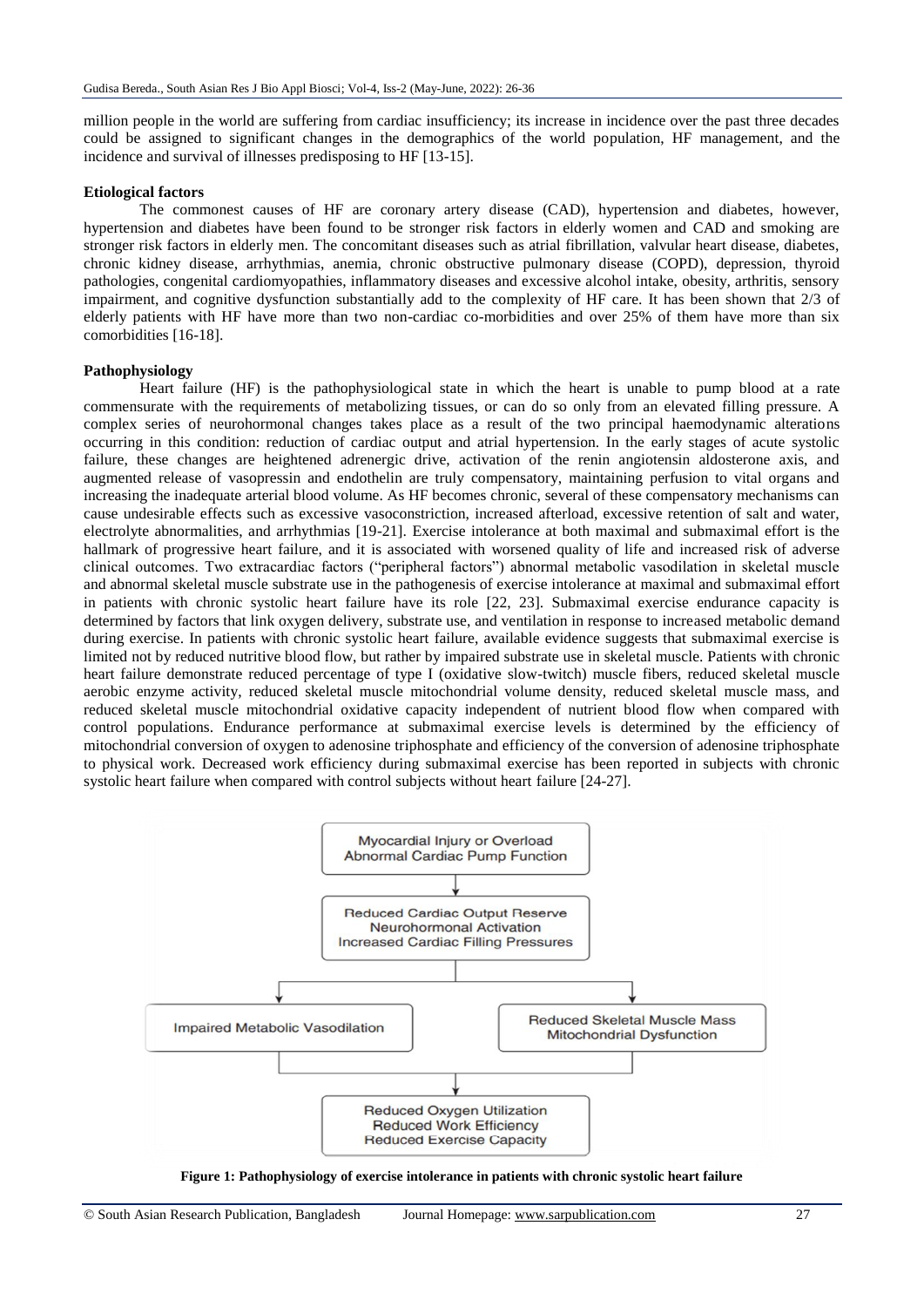million people in the world are suffering from cardiac insufficiency; its increase in incidence over the past three decades could be assigned to significant changes in the demographics of the world population, HF management, and the incidence and survival of illnesses predisposing to HF [13-15].

**Etiological factors**

The commonest causes of HF are coronary artery disease (CAD), hypertension and diabetes, however, hypertension and diabetes have been found to be stronger risk factors in elderly women and CAD and smoking are stronger risk factors in elderly men. The concomitant diseases such as atrial fibrillation, valvular heart disease, diabetes, chronic kidney disease, arrhythmias, anemia, chronic obstructive pulmonary disease (COPD), depression, thyroid pathologies, congenital cardiomyopathies, inflammatory diseases and excessive alcohol intake, obesity, arthritis, sensory impairment, and cognitive dysfunction substantially add to the complexity of HF care. It has been shown that 2/3 of elderly patients with HF have more than two non-cardiac co-morbidities and over 25% of them have more than six comorbidities [16-18].

**Pathophysiology**

Heart failure (HF) is the pathophysiological state in which the heart is unable to pump blood at a rate commensurate with the requirements of metabolizing tissues, or can do so only from an elevated filling pressure. A complex series of neurohormonal changes takes place as a result of the two principal haemodynamic alterations occurring in this condition: reduction of cardiac output and atrial hypertension. In the early stages of acute systolic failure, these changes are heightened adrenergic drive, activation of the renin angiotensin aldosterone axis, and augmented release of vasopressin and endothelin are truly compensatory, maintaining perfusion to vital organs and increasing the inadequate arterial blood volume. As HF becomes chronic, several of these compensatory mechanisms can cause undesirable effects such as excessive vasoconstriction, increased afterload, excessive retention of salt and water, electrolyte abnormalities, and arrhythmias [19-21]. Exercise intolerance at both maximal and submaximal effort is the hallmark of progressive heart failure, and it is associated with worsened quality of life and increased risk of adverse clinical outcomes. Two extracardiac factors ("peripheral factors") abnormal metabolic vasodilation in skeletal muscle and abnormal skeletal muscle substrate use in the pathogenesis of exercise intolerance at maximal and submaximal effort in patients with chronic systolic heart failure have its role [22, 23]. Submaximal exercise endurance capacity is determined by factors that link oxygen delivery, substrate use, and ventilation in response to increased metabolic demand during exercise. In patients with chronic systolic heart failure, available evidence suggests that submaximal exercise is limited not by reduced nutritive blood flow, but rather by impaired substrate use in skeletal muscle. Patients with chronic heart failure demonstrate reduced percentage of type I (oxidative slow-twitch) muscle fibers, reduced skeletal muscle aerobic enzyme activity, reduced skeletal muscle mitochondrial volume density, reduced skeletal muscle mass, and reduced skeletal muscle mitochondrial oxidative capacity independent of nutrient blood flow when compared with control populations. Endurance performance at submaximal exercise levels is determined by the efficiency of mitochondrial conversion of oxygen to adenosine triphosphate and efficiency of the conversion of adenosine triphosphate to physical work. Decreased work efficiency during submaximal exercise has been reported in subjects with chronic systolic heart failure when compared with control subjects without heart failure [24-27].

Myocardial Injury or Overload
Abnormal Cardiac Pump Function

↓

Reduced Cardiac Output Reserve
Neurohormonal Activation
Increased Cardiac Filling Pressures

↓ ↓

Impaired Metabolic Vasodilation | Reduced Skeletal Muscle Mass, Mitochondrial Dysfunction

↓

Reduced Oxygen Utilization
Reduced Work Efficiency
Reduced Exercise Capacity

**Figure 1: Pathophysiology of exercise intolerance in patients with chronic systolic heart failure**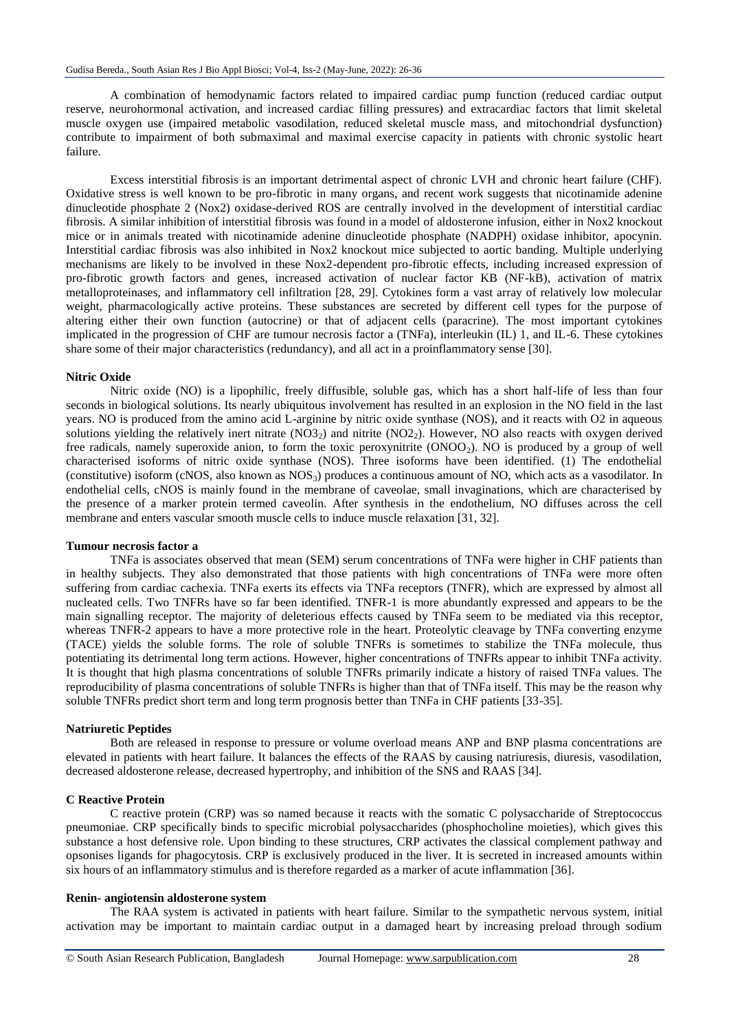A combination of hemodynamic factors related to impaired cardiac pump function (reduced cardiac output reserve, neurohormonal activation, and increased cardiac filling pressures) and extracardiac factors that limit skeletal muscle oxygen use (impaired metabolic vasodilation, reduced skeletal muscle mass, and mitochondrial dysfunction) contribute to impairment of both submaximal and maximal exercise capacity in patients with chronic systolic heart failure.

Excess interstitial fibrosis is an important detrimental aspect of chronic LVH and chronic heart failure (CHF). Oxidative stress is well known to be pro-fibrotic in many organs, and recent work suggests that nicotinamide adenine dinucleotide phosphate 2 (Nox2) oxidase-derived ROS are centrally involved in the development of interstitial cardiac fibrosis. A similar inhibition of interstitial fibrosis was found in a model of aldosterone infusion, either in Nox2 knockout mice or in animals treated with nicotinamide adenine dinucleotide phosphate (NADPH) oxidase inhibitor, apocynin. Interstitial cardiac fibrosis was also inhibited in Nox2 knockout mice subjected to aortic banding. Multiple underlying mechanisms are likely to be involved in these Nox2-dependent pro-fibrotic effects, including increased expression of pro-fibrotic growth factors and genes, increased activation of nuclear factor KB (NF-kB), activation of matrix metalloproteinases, and inflammatory cell infiltration [28, 29]. Cytokines form a vast array of relatively low molecular weight, pharmacologically active proteins. These substances are secreted by different cell types for the purpose of altering either their own function (autocrine) or that of adjacent cells (paracrine). The most important cytokines implicated in the progression of CHF are tumour necrosis factor a (TNFa), interleukin (IL) 1, and IL-6. These cytokines share some of their major characteristics (redundancy), and all act in a proinflammatory sense [30].

**Nitric Oxide**

Nitric oxide (NO) is a lipophilic, freely diffusible, soluble gas, which has a short half-life of less than four seconds in biological solutions. Its nearly ubiquitous involvement has resulted in an explosion in the NO field in the last years. NO is produced from the amino acid L-arginine by nitric oxide synthase (NOS), and it reacts with O2 in aqueous solutions yielding the relatively inert nitrate ($NO3_2$) and nitrite ($NO_2$). However, NO also reacts with oxygen derived free radicals, namely superoxide anion, to form the toxic peroxynitrite ($ONOO_2$). NO is produced by a group of well characterised isoforms of nitric oxide synthase (NOS). Three isoforms have been identified. (1) The endothelial (constitutive) isoform (cNOS, also known as $NOS_3$) produces a continuous amount of NO, which acts as a vasodilator. In endothelial cells, cNOS is mainly found in the membrane of caveolae, small invaginations, which are characterised by the presence of a marker protein termed caveolin. After synthesis in the endothelium, NO diffuses across the cell membrane and enters vascular smooth muscle cells to induce muscle relaxation [31, 32].

**Tumour necrosis factor a**

TNFa is associates observed that mean (SEM) serum concentrations of TNFa were higher in CHF patients than in healthy subjects. They also demonstrated that those patients with high concentrations of TNFa were more often suffering from cardiac cachexia. TNFa exerts its effects via TNFa receptors (TNFR), which are expressed by almost all nucleated cells. Two TNFRs have so far been identified. TNFR-1 is more abundantly expressed and appears to be the main signalling receptor. The majority of deleterious effects caused by TNFa seem to be mediated via this receptor, whereas TNFR-2 appears to have a more protective role in the heart. Proteolytic cleavage by TNFa converting enzyme (TACE) yields the soluble forms. The role of soluble TNFRs is sometimes to stabilize the TNFa molecule, thus potentiating its detrimental long term actions. However, higher concentrations of TNFRs appear to inhibit TNFa activity. It is thought that high plasma concentrations of soluble TNFRs primarily indicate a history of raised TNFa values. The reproducibility of plasma concentrations of soluble TNFRs is higher than that of TNFa itself. This may be the reason why soluble TNFRs predict short term and long term prognosis better than TNFa in CHF patients [33-35].

**Natriuretic Peptides**

Both are released in response to pressure or volume overload means ANP and BNP plasma concentrations are elevated in patients with heart failure. It balances the effects of the RAAS by causing natriuresis, diuresis, vasodilation, decreased aldosterone release, decreased hypertrophy, and inhibition of the SNS and RAAS [34].

**C Reactive Protein**

C reactive protein (CRP) was so named because it reacts with the somatic C polysaccharide of Streptococcus pneumoniae. CRP specifically binds to specific microbial polysaccharides (phosphocholine moieties), which gives this substance a host defensive role. Upon binding to these structures, CRP activates the classical complement pathway and opsonises ligands for phagocytosis. CRP is exclusively produced in the liver. It is secreted in increased amounts within six hours of an inflammatory stimulus and is therefore regarded as a marker of acute inflammation [36].

**Renin- angiotensin aldosterone system**

The RAA system is activated in patients with heart failure. Similar to the sympathetic nervous system, initial activation may be important to maintain cardiac output in a damaged heart by increasing preload through sodium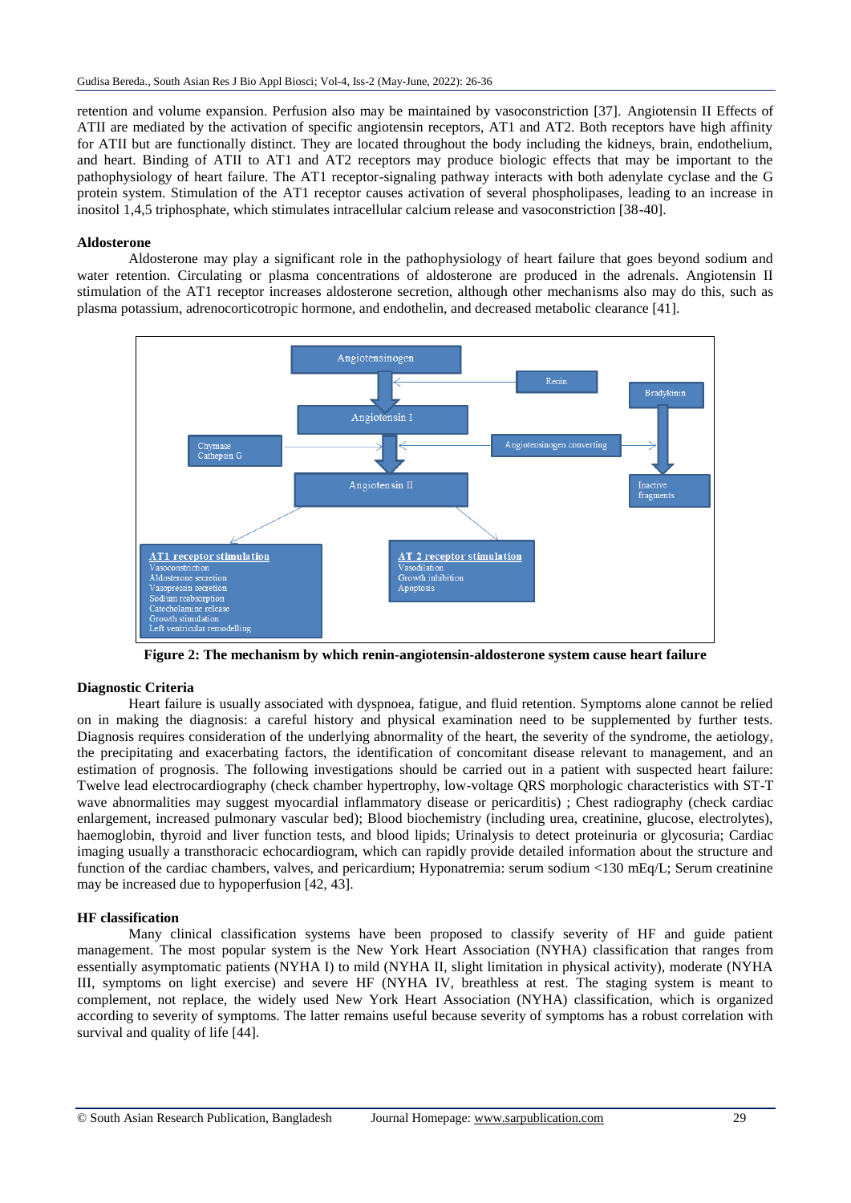retention and volume expansion. Perfusion also may be maintained by vasoconstriction [37]. Angiotensin II Effects of ATII are mediated by the activation of specific angiotensin receptors, AT1 and AT2. Both receptors have high affinity for ATII but are functionally distinct. They are located throughout the body including the kidneys, brain, endothelium, and heart. Binding of ATII to AT1 and AT2 receptors may produce biologic effects that may be important to the pathophysiology of heart failure. The AT1 receptor-signaling pathway interacts with both adenylate cyclase and the G protein system. Stimulation of the AT1 receptor causes activation of several phospholipases, leading to an increase in inositol 1,4,5 triphosphate, which stimulates intracellular calcium release and vasoconstriction [38-40].

### Aldosterone

Aldosterone may play a significant role in the pathophysiology of heart failure that goes beyond sodium and water retention. Circulating or plasma concentrations of aldosterone are produced in the adrenals. Angiotensin II stimulation of the AT1 receptor increases aldosterone secretion, although other mechanisms also may do this, such as plasma potassium, adrenocorticotropic hormone, and endothelin, and decreased metabolic clearance [41].

**Figure 2: The mechanism by which renin-angiotensin-aldosterone system cause heart failure**

### Diagnostic Criteria

Heart failure is usually associated with dyspnoea, fatigue, and fluid retention. Symptoms alone cannot be relied on in making the diagnosis: a careful history and physical examination need to be supplemented by further tests. Diagnosis requires consideration of the underlying abnormality of the heart, the severity of the syndrome, the aetiology, the precipitating and exacerbating factors, the identification of concomitant disease relevant to management, and an estimation of prognosis. The following investigations should be carried out in a patient with suspected heart failure: Twelve lead electrocardiography (check chamber hypertrophy, low-voltage QRS morphologic characteristics with ST-T wave abnormalities may suggest myocardial inflammatory disease or pericarditis) ; Chest radiography (check cardiac enlargement, increased pulmonary vascular bed); Blood biochemistry (including urea, creatinine, glucose, electrolytes), haemoglobin, thyroid and liver function tests, and blood lipids; Urinalysis to detect proteinuria or glycosuria; Cardiac imaging usually a transthoracic echocardiogram, which can rapidly provide detailed information about the structure and function of the cardiac chambers, valves, and pericardium; Hyponatremia: serum sodium <130 mEq/L; Serum creatinine may be increased due to hypoperfusion [42, 43].

### HF classification

Many clinical classification systems have been proposed to classify severity of HF and guide patient management. The most popular system is the New York Heart Association (NYHA) classification that ranges from essentially asymptomatic patients (NYHA I) to mild (NYHA II, slight limitation in physical activity), moderate (NYHA III, symptoms on light exercise) and severe HF (NYHA IV, breathless at rest. The staging system is meant to complement, not replace, the widely used New York Heart Association (NYHA) classification, which is organized according to severity of symptoms. The latter remains useful because severity of symptoms has a robust correlation with survival and quality of life [44].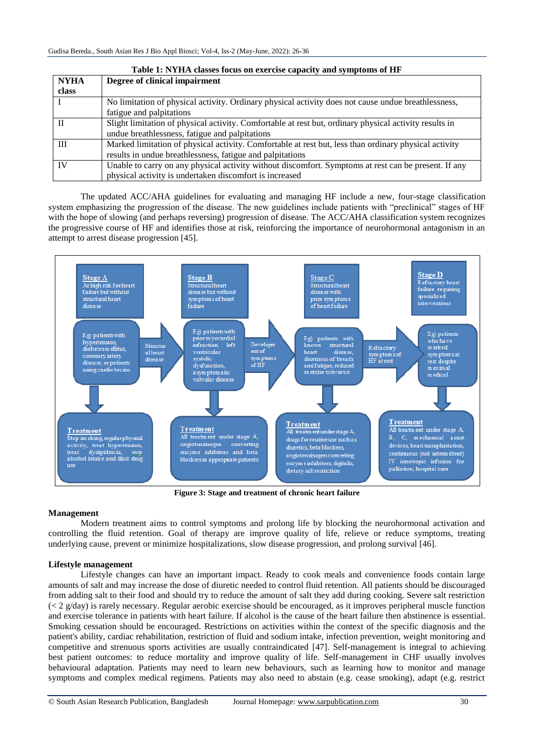**Table 1: NYHA classes focus on exercise capacity and symptoms of HF**

| NYHA class | Degree of clinical impairment |
|---|---|
| I | No limitation of physical activity. Ordinary physical activity does not cause undue breathlessness, fatigue and palpitations |
| II | Slight limitation of physical activity. Comfortable at rest but, ordinary physical activity results in undue breathlessness, fatigue and palpitations |
| III | Marked limitation of physical activity. Comfortable at rest but, less than ordinary physical activity results in undue breathlessness, fatigue and palpitations |
| IV | Unable to carry on any physical activity without discomfort. Symptoms at rest can be present. If any physical activity is undertaken discomfort is increased |

The updated ACC/AHA guidelines for evaluating and managing HF include a new, four-stage classification system emphasizing the progression of the disease. The new guidelines include patients with "preclinical" stages of HF with the hope of slowing (and perhaps reversing) progression of disease. The ACC/AHA classification system recognizes the progressive course of HF and identifies those at risk, reinforcing the importance of neurohormonal antagonism in an attempt to arrest disease progression [45].

**Stage A**
At high risk for heart failure but without structural heart disease

Eg) patients with hypertension, diabetes mellitus, coronary artery disease, or patients using cardio toxins

→ Structural heart disease →

**Stage B**
Structural heart disease but without symptoms of heart failure

Eg) patients with prior myocardial infraction left ventricular systolic dysfunction, asymptomatic valvular disease

→ Development of symptoms of HF →

**Stage C**
Structural heart disease with prior symptoms of heart failure

Eg) patients with known structural heart disease, shortness of breath and fatigue, reduced exercise tolerance

→ Refractory symptoms of HF at rest →

**Stage D**
Refractory heart failure requiring specialized interventions

Eg) patients who have marked symptoms at rest despite maximal medical

**Treatment** (Stage A)
Stop smoking, regular physical activity, treat hypertension, treat dyslipidemia, stop alcohol intake and illicit drug use

**Treatment** (Stage B)
All treatment under stage A, angiotensinogen converting enzyme inhibitors and beta blockers in appropriate patients

**Treatment** (Stage C)
All treatment under stage A, drugs for routine use such as diuretics, beta blockers, angiotensinogen converting enzyme inhibitors, digitalis, dietary salt restriction

**Treatment** (Stage D)
All treatment under stage A, B, C, mechanical assist devices, heart transplantation, continuous (not intermittent) IV ionotropic infusion for palliation, hospital care

**Figure 3: Stage and treatment of chronic heart failure**

### Management

Modern treatment aims to control symptoms and prolong life by blocking the neurohormonal activation and controlling the fluid retention. Goal of therapy are improve quality of life, relieve or reduce symptoms, treating underlying cause, prevent or minimize hospitalizations, slow disease progression, and prolong survival [46].

### Lifestyle management

Lifestyle changes can have an important impact. Ready to cook meals and convenience foods contain large amounts of salt and may increase the dose of diuretic needed to control fluid retention. All patients should be discouraged from adding salt to their food and should try to reduce the amount of salt they add during cooking. Severe salt restriction (< 2 g/day) is rarely necessary. Regular aerobic exercise should be encouraged, as it improves peripheral muscle function and exercise tolerance in patients with heart failure. If alcohol is the cause of the heart failure then abstinence is essential. Smoking cessation should be encouraged. Restrictions on activities within the context of the specific diagnosis and the patient's ability, cardiac rehabilitation, restriction of fluid and sodium intake, infection prevention, weight monitoring and competitive and strenuous sports activities are usually contraindicated [47]. Self-management is integral to achieving best patient outcomes: to reduce mortality and improve quality of life. Self-management in CHF usually involves behavioural adaptation. Patients may need to learn new behaviours, such as learning how to monitor and manage symptoms and complex medical regimens. Patients may also need to abstain (e.g. cease smoking), adapt (e.g. restrict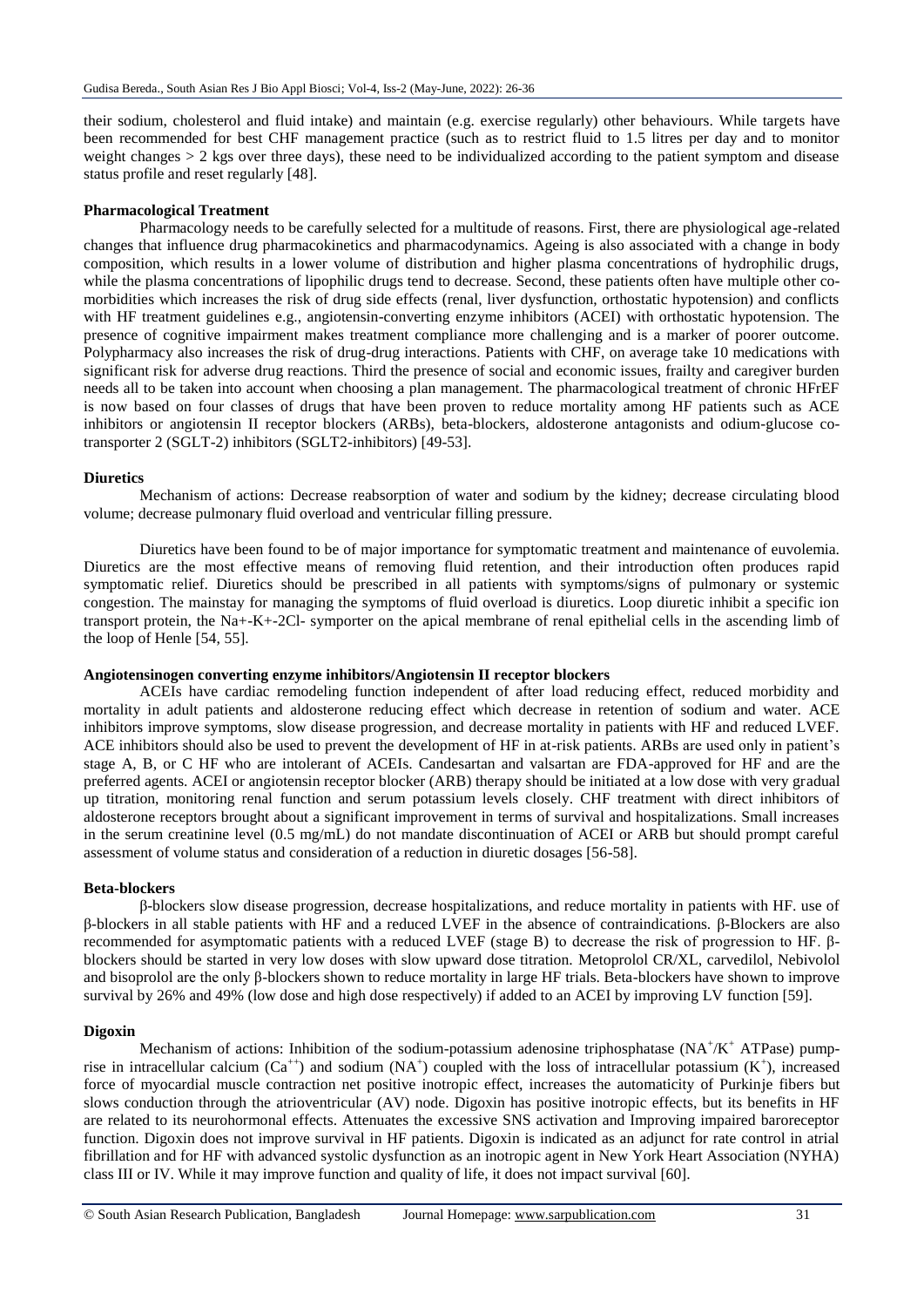their sodium, cholesterol and fluid intake) and maintain (e.g. exercise regularly) other behaviours. While targets have been recommended for best CHF management practice (such as to restrict fluid to 1.5 litres per day and to monitor weight changes > 2 kgs over three days), these need to be individualized according to the patient symptom and disease status profile and reset regularly [48].

**Pharmacological Treatment**

Pharmacology needs to be carefully selected for a multitude of reasons. First, there are physiological age-related changes that influence drug pharmacokinetics and pharmacodynamics. Ageing is also associated with a change in body composition, which results in a lower volume of distribution and higher plasma concentrations of hydrophilic drugs, while the plasma concentrations of lipophilic drugs tend to decrease. Second, these patients often have multiple other co-morbidities which increases the risk of drug side effects (renal, liver dysfunction, orthostatic hypotension) and conflicts with HF treatment guidelines e.g., angiotensin-converting enzyme inhibitors (ACEI) with orthostatic hypotension. The presence of cognitive impairment makes treatment compliance more challenging and is a marker of poorer outcome. Polypharmacy also increases the risk of drug-drug interactions. Patients with CHF, on average take 10 medications with significant risk for adverse drug reactions. Third the presence of social and economic issues, frailty and caregiver burden needs all to be taken into account when choosing a plan management. The pharmacological treatment of chronic HFrEF is now based on four classes of drugs that have been proven to reduce mortality among HF patients such as ACE inhibitors or angiotensin II receptor blockers (ARBs), beta-blockers, aldosterone antagonists and odium-glucose co-transporter 2 (SGLT-2) inhibitors (SGLT2-inhibitors) [49-53].

**Diuretics**

Mechanism of actions: Decrease reabsorption of water and sodium by the kidney; decrease circulating blood volume; decrease pulmonary fluid overload and ventricular filling pressure.

Diuretics have been found to be of major importance for symptomatic treatment and maintenance of euvolemia. Diuretics are the most effective means of removing fluid retention, and their introduction often produces rapid symptomatic relief. Diuretics should be prescribed in all patients with symptoms/signs of pulmonary or systemic congestion. The mainstay for managing the symptoms of fluid overload is diuretics. Loop diuretic inhibit a specific ion transport protein, the $Na^+$-$K^+$-$2Cl^-$ symporter on the apical membrane of renal epithelial cells in the ascending limb of the loop of Henle [54, 55].

**Angiotensinogen converting enzyme inhibitors/Angiotensin II receptor blockers**

ACEIs have cardiac remodeling function independent of after load reducing effect, reduced morbidity and mortality in adult patients and aldosterone reducing effect which decrease in retention of sodium and water. ACE inhibitors improve symptoms, slow disease progression, and decrease mortality in patients with HF and reduced LVEF. ACE inhibitors should also be used to prevent the development of HF in at-risk patients. ARBs are used only in patient's stage A, B, or C HF who are intolerant of ACEIs. Candesartan and valsartan are FDA-approved for HF and are the preferred agents. ACEI or angiotensin receptor blocker (ARB) therapy should be initiated at a low dose with very gradual up titration, monitoring renal function and serum potassium levels closely. CHF treatment with direct inhibitors of aldosterone receptors brought about a significant improvement in terms of survival and hospitalizations. Small increases in the serum creatinine level (0.5 mg/mL) do not mandate discontinuation of ACEI or ARB but should prompt careful assessment of volume status and consideration of a reduction in diuretic dosages [56-58].

**Beta-blockers**

β-blockers slow disease progression, decrease hospitalizations, and reduce mortality in patients with HF. use of β-blockers in all stable patients with HF and a reduced LVEF in the absence of contraindications. β-Blockers are also recommended for asymptomatic patients with a reduced LVEF (stage B) to decrease the risk of progression to HF. β-blockers should be started in very low doses with slow upward dose titration. Metoprolol CR/XL, carvedilol, Nebivolol and bisoprolol are the only β-blockers shown to reduce mortality in large HF trials. Beta-blockers have shown to improve survival by 26% and 49% (low dose and high dose respectively) if added to an ACEI by improving LV function [59].

**Digoxin**

Mechanism of actions: Inhibition of the sodium-potassium adenosine triphosphatase ($NA^+/K^+$ ATPase) pump-rise in intracellular calcium ($Ca^{++}$) and sodium ($NA^+$) coupled with the loss of intracellular potassium ($K^+$), increased force of myocardial muscle contraction net positive inotropic effect, increases the automaticity of Purkinje fibers but slows conduction through the atrioventricular (AV) node. Digoxin has positive inotropic effects, but its benefits in HF are related to its neurohormonal effects. Attenuates the excessive SNS activation and Improving impaired baroreceptor function. Digoxin does not improve survival in HF patients. Digoxin is indicated as an adjunct for rate control in atrial fibrillation and for HF with advanced systolic dysfunction as an inotropic agent in New York Heart Association (NYHA) class III or IV. While it may improve function and quality of life, it does not impact survival [60].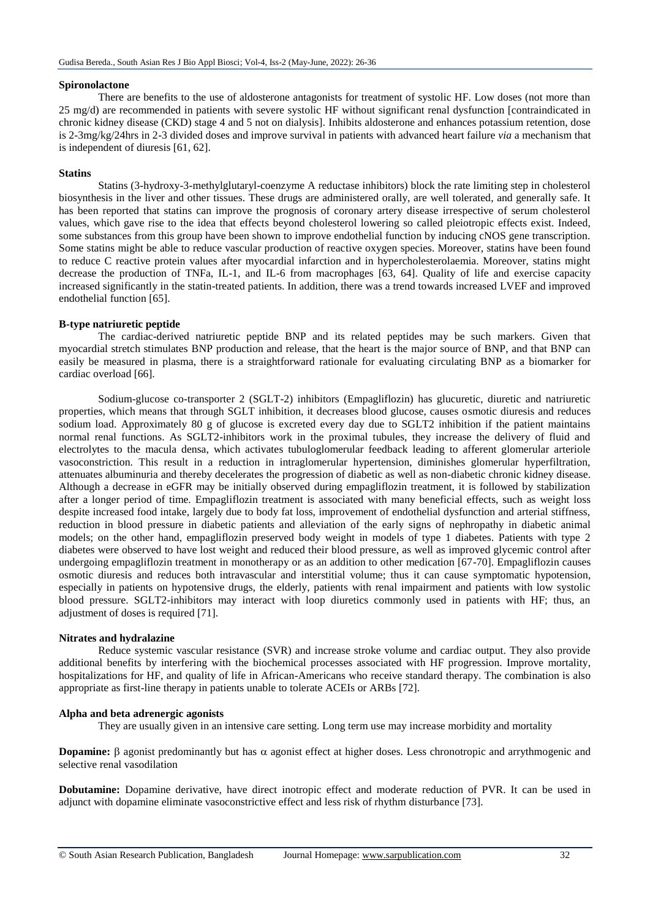**Spironolactone**

There are benefits to the use of aldosterone antagonists for treatment of systolic HF. Low doses (not more than 25 mg/d) are recommended in patients with severe systolic HF without significant renal dysfunction [contraindicated in chronic kidney disease (CKD) stage 4 and 5 not on dialysis]. Inhibits aldosterone and enhances potassium retention, dose is 2-3mg/kg/24hrs in 2-3 divided doses and improve survival in patients with advanced heart failure *via* a mechanism that is independent of diuresis [61, 62].

**Statins**

Statins (3-hydroxy-3-methylglutaryl-coenzyme A reductase inhibitors) block the rate limiting step in cholesterol biosynthesis in the liver and other tissues. These drugs are administered orally, are well tolerated, and generally safe. It has been reported that statins can improve the prognosis of coronary artery disease irrespective of serum cholesterol values, which gave rise to the idea that effects beyond cholesterol lowering so called pleiotropic effects exist. Indeed, some substances from this group have been shown to improve endothelial function by inducing cNOS gene transcription. Some statins might be able to reduce vascular production of reactive oxygen species. Moreover, statins have been found to reduce C reactive protein values after myocardial infarction and in hypercholesterolaemia. Moreover, statins might decrease the production of TNFa, IL-1, and IL-6 from macrophages [63, 64]. Quality of life and exercise capacity increased significantly in the statin-treated patients. In addition, there was a trend towards increased LVEF and improved endothelial function [65].

**B-type natriuretic peptide**

The cardiac-derived natriuretic peptide BNP and its related peptides may be such markers. Given that myocardial stretch stimulates BNP production and release, that the heart is the major source of BNP, and that BNP can easily be measured in plasma, there is a straightforward rationale for evaluating circulating BNP as a biomarker for cardiac overload [66].

Sodium-glucose co-transporter 2 (SGLT-2) inhibitors (Empagliflozin) has glucuretic, diuretic and natriuretic properties, which means that through SGLT inhibition, it decreases blood glucose, causes osmotic diuresis and reduces sodium load. Approximately 80 g of glucose is excreted every day due to SGLT2 inhibition if the patient maintains normal renal functions. As SGLT2-inhibitors work in the proximal tubules, they increase the delivery of fluid and electrolytes to the macula densa, which activates tubuloglomerular feedback leading to afferent glomerular arteriole vasoconstriction. This result in a reduction in intraglomerular hypertension, diminishes glomerular hyperfiltration, attenuates albuminuria and thereby decelerates the progression of diabetic as well as non-diabetic chronic kidney disease. Although a decrease in eGFR may be initially observed during empagliflozin treatment, it is followed by stabilization after a longer period of time. Empagliflozin treatment is associated with many beneficial effects, such as weight loss despite increased food intake, largely due to body fat loss, improvement of endothelial dysfunction and arterial stiffness, reduction in blood pressure in diabetic patients and alleviation of the early signs of nephropathy in diabetic animal models; on the other hand, empagliflozin preserved body weight in models of type 1 diabetes. Patients with type 2 diabetes were observed to have lost weight and reduced their blood pressure, as well as improved glycemic control after undergoing empagliflozin treatment in monotherapy or as an addition to other medication [67-70]. Empagliflozin causes osmotic diuresis and reduces both intravascular and interstitial volume; thus it can cause symptomatic hypotension, especially in patients on hypotensive drugs, the elderly, patients with renal impairment and patients with low systolic blood pressure. SGLT2-inhibitors may interact with loop diuretics commonly used in patients with HF; thus, an adjustment of doses is required [71].

**Nitrates and hydralazine**

Reduce systemic vascular resistance (SVR) and increase stroke volume and cardiac output. They also provide additional benefits by interfering with the biochemical processes associated with HF progression. Improve mortality, hospitalizations for HF, and quality of life in African-Americans who receive standard therapy. The combination is also appropriate as first-line therapy in patients unable to tolerate ACEIs or ARBs [72].

**Alpha and beta adrenergic agonists**

They are usually given in an intensive care setting. Long term use may increase morbidity and mortality

**Dopamine:** $\beta$ agonist predominantly but has $\alpha$ agonist effect at higher doses. Less chronotropic and arrythmogenic and selective renal vasodilation

**Dobutamine:** Dopamine derivative, have direct inotropic effect and moderate reduction of PVR. It can be used in adjunct with dopamine eliminate vasoconstrictive effect and less risk of rhythm disturbance [73].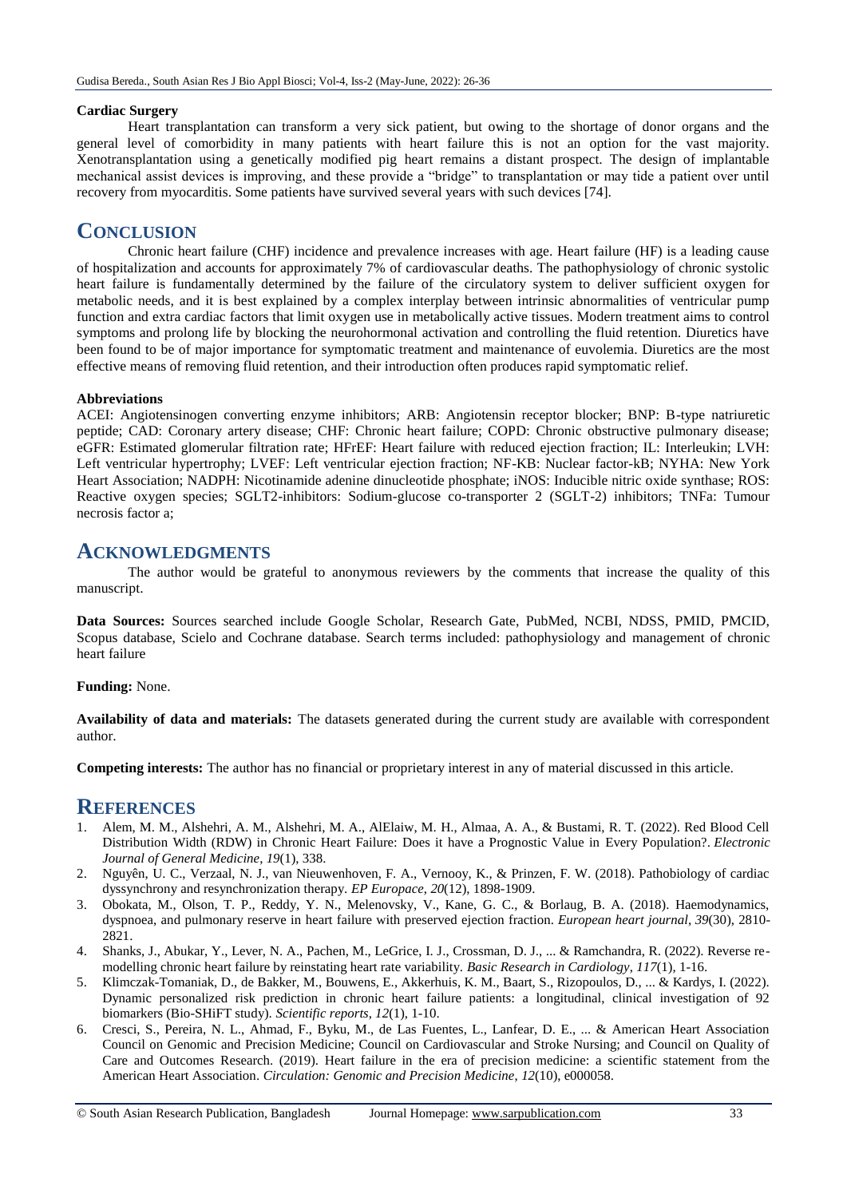### Cardiac Surgery

Heart transplantation can transform a very sick patient, but owing to the shortage of donor organs and the general level of comorbidity in many patients with heart failure this is not an option for the vast majority. Xenotransplantation using a genetically modified pig heart remains a distant prospect. The design of implantable mechanical assist devices is improving, and these provide a "bridge" to transplantation or may tide a patient over until recovery from myocarditis. Some patients have survived several years with such devices [74].

## CONCLUSION

Chronic heart failure (CHF) incidence and prevalence increases with age. Heart failure (HF) is a leading cause of hospitalization and accounts for approximately 7% of cardiovascular deaths. The pathophysiology of chronic systolic heart failure is fundamentally determined by the failure of the circulatory system to deliver sufficient oxygen for metabolic needs, and it is best explained by a complex interplay between intrinsic abnormalities of ventricular pump function and extra cardiac factors that limit oxygen use in metabolically active tissues. Modern treatment aims to control symptoms and prolong life by blocking the neurohormonal activation and controlling the fluid retention. Diuretics have been found to be of major importance for symptomatic treatment and maintenance of euvolemia. Diuretics are the most effective means of removing fluid retention, and their introduction often produces rapid symptomatic relief.

### Abbreviations

ACEI: Angiotensinogen converting enzyme inhibitors; ARB: Angiotensin receptor blocker; BNP: B-type natriuretic peptide; CAD: Coronary artery disease; CHF: Chronic heart failure; COPD: Chronic obstructive pulmonary disease; eGFR: Estimated glomerular filtration rate; HFrEF: Heart failure with reduced ejection fraction; IL: Interleukin; LVH: Left ventricular hypertrophy; LVEF: Left ventricular ejection fraction; NF-KB: Nuclear factor-kB; NYHA: New York Heart Association; NADPH: Nicotinamide adenine dinucleotide phosphate; iNOS: Inducible nitric oxide synthase; ROS: Reactive oxygen species; SGLT2-inhibitors: Sodium-glucose co-transporter 2 (SGLT-2) inhibitors; TNFa: Tumour necrosis factor a;

## ACKNOWLEDGMENTS

The author would be grateful to anonymous reviewers by the comments that increase the quality of this manuscript.

**Data Sources:** Sources searched include Google Scholar, Research Gate, PubMed, NCBI, NDSS, PMID, PMCID, Scopus database, Scielo and Cochrane database. Search terms included: pathophysiology and management of chronic heart failure

**Funding:** None.

**Availability of data and materials:** The datasets generated during the current study are available with correspondent author.

**Competing interests:** The author has no financial or proprietary interest in any of material discussed in this article.

## REFERENCES

1. Alem, M. M., Alshehri, A. M., Alshehri, M. A., AlElaiw, M. H., Almaa, A. A., & Bustami, R. T. (2022). Red Blood Cell Distribution Width (RDW) in Chronic Heart Failure: Does it have a Prognostic Value in Every Population?. *Electronic Journal of General Medicine*, *19*(1), 338.
2. Nguyên, U. C., Verzaal, N. J., van Nieuwenhoven, F. A., Vernooy, K., & Prinzen, F. W. (2018). Pathobiology of cardiac dyssynchrony and resynchronization therapy. *EP Europace*, *20*(12), 1898-1909.
3. Obokata, M., Olson, T. P., Reddy, Y. N., Melenovsky, V., Kane, G. C., & Borlaug, B. A. (2018). Haemodynamics, dyspnoea, and pulmonary reserve in heart failure with preserved ejection fraction. *European heart journal*, *39*(30), 2810-2821.
4. Shanks, J., Abukar, Y., Lever, N. A., Pachen, M., LeGrice, I. J., Crossman, D. J., ... & Ramchandra, R. (2022). Reverse re-modelling chronic heart failure by reinstating heart rate variability. *Basic Research in Cardiology*, *117*(1), 1-16.
5. Klimczak-Tomaniak, D., de Bakker, M., Bouwens, E., Akkerhuis, K. M., Baart, S., Rizopoulos, D., ... & Kardys, I. (2022). Dynamic personalized risk prediction in chronic heart failure patients: a longitudinal, clinical investigation of 92 biomarkers (Bio-SHiFT study). *Scientific reports*, *12*(1), 1-10.
6. Cresci, S., Pereira, N. L., Ahmad, F., Byku, M., de Las Fuentes, L., Lanfear, D. E., ... & American Heart Association Council on Genomic and Precision Medicine; Council on Cardiovascular and Stroke Nursing; and Council on Quality of Care and Outcomes Research. (2019). Heart failure in the era of precision medicine: a scientific statement from the American Heart Association. *Circulation: Genomic and Precision Medicine*, *12*(10), e000058.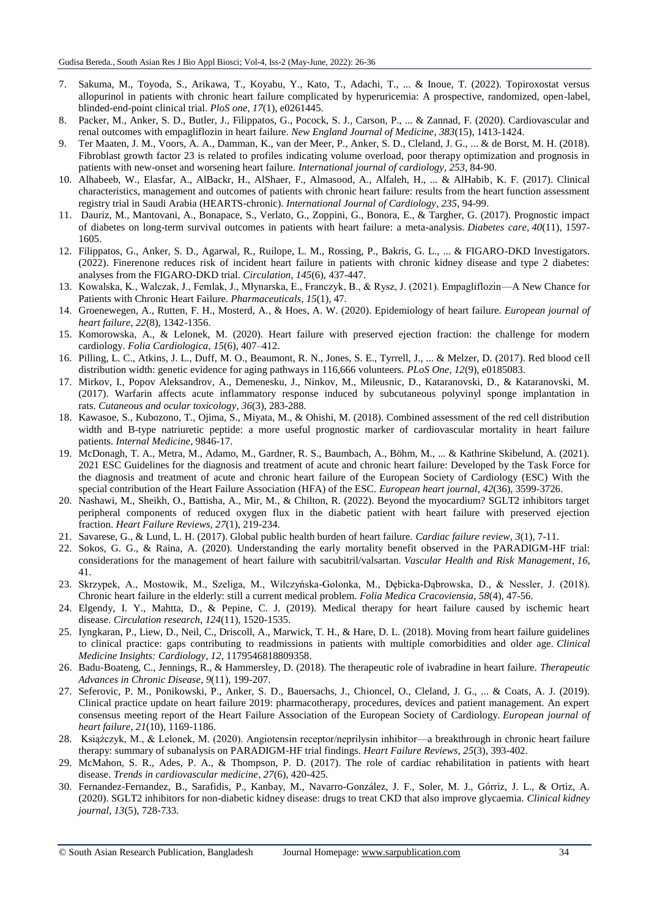7. Sakuma, M., Toyoda, S., Arikawa, T., Koyabu, Y., Kato, T., Adachi, T., ... & Inoue, T. (2022). Topiroxostat versus allopurinol in patients with chronic heart failure complicated by hyperuricemia: A prospective, randomized, open-label, blinded-end-point clinical trial. *PloS one*, *17*(1), e0261445.
8. Packer, M., Anker, S. D., Butler, J., Filippatos, G., Pocock, S. J., Carson, P., ... & Zannad, F. (2020). Cardiovascular and renal outcomes with empagliflozin in heart failure. *New England Journal of Medicine*, *383*(15), 1413-1424.
9. Ter Maaten, J. M., Voors, A. A., Damman, K., van der Meer, P., Anker, S. D., Cleland, J. G., ... & de Borst, M. H. (2018). Fibroblast growth factor 23 is related to profiles indicating volume overload, poor therapy optimization and prognosis in patients with new-onset and worsening heart failure. *International journal of cardiology*, *253*, 84-90.
10. Alhabeeb, W., Elasfar, A., AlBackr, H., AlShaer, F., Almasood, A., Alfaleh, H., ... & AlHabib, K. F. (2017). Clinical characteristics, management and outcomes of patients with chronic heart failure: results from the heart function assessment registry trial in Saudi Arabia (HEARTS-chronic). *International Journal of Cardiology*, *235*, 94-99.
11. Dauriz, M., Mantovani, A., Bonapace, S., Verlato, G., Zoppini, G., Bonora, E., & Targher, G. (2017). Prognostic impact of diabetes on long-term survival outcomes in patients with heart failure: a meta-analysis. *Diabetes care*, *40*(11), 1597-1605.
12. Filippatos, G., Anker, S. D., Agarwal, R., Ruilope, L. M., Rossing, P., Bakris, G. L., ... & FIGARO-DKD Investigators. (2022). Finerenone reduces risk of incident heart failure in patients with chronic kidney disease and type 2 diabetes: analyses from the FIGARO-DKD trial. *Circulation*, *145*(6), 437-447.
13. Kowalska, K., Walczak, J., Femlak, J., Młynarska, E., Franczyk, B., & Rysz, J. (2021). Empagliflozin—A New Chance for Patients with Chronic Heart Failure. *Pharmaceuticals*, *15*(1), 47.
14. Groenewegen, A., Rutten, F. H., Mosterd, A., & Hoes, A. W. (2020). Epidemiology of heart failure. *European journal of heart failure*, *22*(8), 1342-1356.
15. Komorowska, A., & Lelonek, M. (2020). Heart failure with preserved ejection fraction: the challenge for modern cardiology. *Folia Cardiologica*, *15*(6), 407–412.
16. Pilling, L. C., Atkins, J. L., Duff, M. O., Beaumont, R. N., Jones, S. E., Tyrrell, J., ... & Melzer, D. (2017). Red blood cell distribution width: genetic evidence for aging pathways in 116,666 volunteers. *PLoS One*, *12*(9), e0185083.
17. Mirkov, I., Popov Aleksandrov, A., Demenesku, J., Ninkov, M., Mileusnic, D., Kataranovski, D., & Kataranovski, M. (2017). Warfarin affects acute inflammatory response induced by subcutaneous polyvinyl sponge implantation in rats. *Cutaneous and ocular toxicology*, *36*(3), 283-288.
18. Kawasoe, S., Kubozono, T., Ojima, S., Miyata, M., & Ohishi, M. (2018). Combined assessment of the red cell distribution width and B-type natriuretic peptide: a more useful prognostic marker of cardiovascular mortality in heart failure patients. *Internal Medicine*, 9846-17.
19. McDonagh, T. A., Metra, M., Adamo, M., Gardner, R. S., Baumbach, A., Böhm, M., ... & Kathrine Skibelund, A. (2021). 2021 ESC Guidelines for the diagnosis and treatment of acute and chronic heart failure: Developed by the Task Force for the diagnosis and treatment of acute and chronic heart failure of the European Society of Cardiology (ESC) With the special contribution of the Heart Failure Association (HFA) of the ESC. *European heart journal*, *42*(36), 3599-3726.
20. Nashawi, M., Sheikh, O., Battisha, A., Mir, M., & Chilton, R. (2022). Beyond the myocardium? SGLT2 inhibitors target peripheral components of reduced oxygen flux in the diabetic patient with heart failure with preserved ejection fraction. *Heart Failure Reviews*, *27*(1), 219-234.
21. Savarese, G., & Lund, L. H. (2017). Global public health burden of heart failure. *Cardiac failure review*, *3*(1), 7-11.
22. Sokos, G. G., & Raina, A. (2020). Understanding the early mortality benefit observed in the PARADIGM-HF trial: considerations for the management of heart failure with sacubitril/valsartan. *Vascular Health and Risk Management*, *16*, 41.
23. Skrzypek, A., Mostowik, M., Szeliga, M., Wilczyńska-Golonka, M., Dębicka-Dąbrowska, D., & Nessler, J. (2018). Chronic heart failure in the elderly: still a current medical problem. *Folia Medica Cracoviensia*, *58*(4), 47-56.
24. Elgendy, I. Y., Mahtta, D., & Pepine, C. J. (2019). Medical therapy for heart failure caused by ischemic heart disease. *Circulation research*, *124*(11), 1520-1535.
25. Iyngkaran, P., Liew, D., Neil, C., Driscoll, A., Marwick, T. H., & Hare, D. L. (2018). Moving from heart failure guidelines to clinical practice: gaps contributing to readmissions in patients with multiple comorbidities and older age. *Clinical Medicine Insights: Cardiology*, *12*, 1179546818809358.
26. Badu-Boateng, C., Jennings, R., & Hammersley, D. (2018). The therapeutic role of ivabradine in heart failure. *Therapeutic Advances in Chronic Disease*, *9*(11), 199-207.
27. Seferovic, P. M., Ponikowski, P., Anker, S. D., Bauersachs, J., Chioncel, O., Cleland, J. G., ... & Coats, A. J. (2019). Clinical practice update on heart failure 2019: pharmacotherapy, procedures, devices and patient management. An expert consensus meeting report of the Heart Failure Association of the European Society of Cardiology. *European journal of heart failure*, *21*(10), 1169-1186.
28. Książczyk, M., & Lelonek, M. (2020). Angiotensin receptor/neprilysin inhibitor—a breakthrough in chronic heart failure therapy: summary of subanalysis on PARADIGM-HF trial findings. *Heart Failure Reviews*, *25*(3), 393-402.
29. McMahon, S. R., Ades, P. A., & Thompson, P. D. (2017). The role of cardiac rehabilitation in patients with heart disease. *Trends in cardiovascular medicine*, *27*(6), 420-425.
30. Fernandez-Fernandez, B., Sarafidis, P., Kanbay, M., Navarro-González, J. F., Soler, M. J., Górriz, J. L., & Ortiz, A. (2020). SGLT2 inhibitors for non-diabetic kidney disease: drugs to treat CKD that also improve glycaemia. *Clinical kidney journal*, *13*(5), 728-733.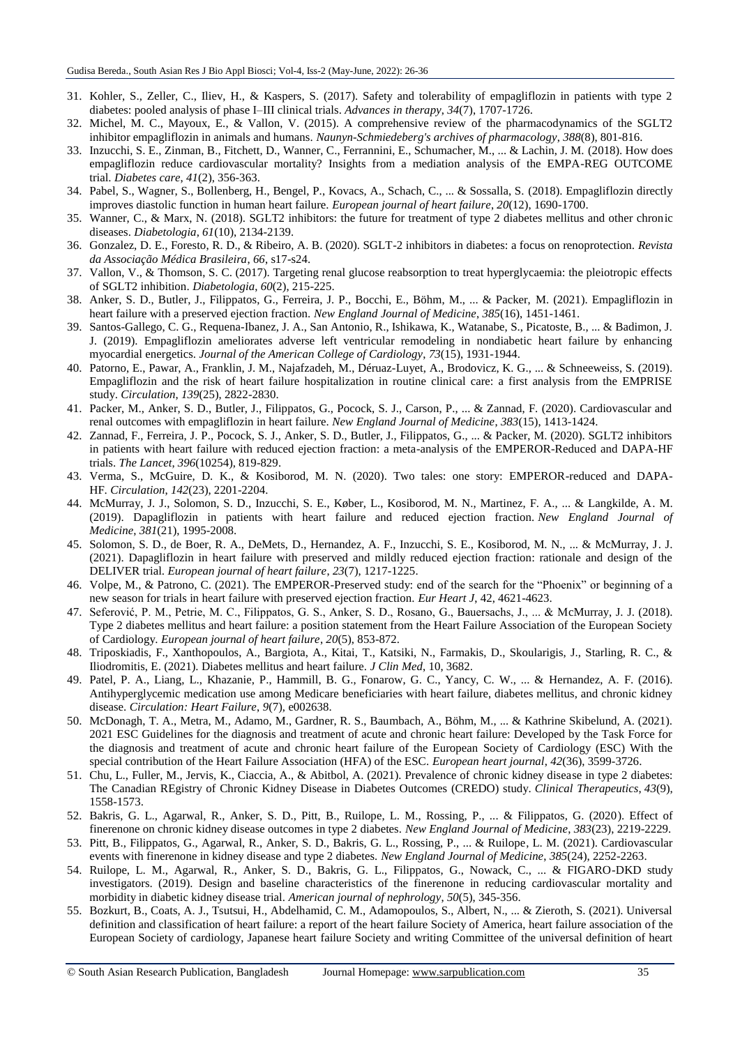31. Kohler, S., Zeller, C., Iliev, H., & Kaspers, S. (2017). Safety and tolerability of empagliflozin in patients with type 2 diabetes: pooled analysis of phase I–III clinical trials. *Advances in therapy*, *34*(7), 1707-1726.
32. Michel, M. C., Mayoux, E., & Vallon, V. (2015). A comprehensive review of the pharmacodynamics of the SGLT2 inhibitor empagliflozin in animals and humans. *Naunyn-Schmiedeberg's archives of pharmacology*, *388*(8), 801-816.
33. Inzucchi, S. E., Zinman, B., Fitchett, D., Wanner, C., Ferrannini, E., Schumacher, M., ... & Lachin, J. M. (2018). How does empagliflozin reduce cardiovascular mortality? Insights from a mediation analysis of the EMPA-REG OUTCOME trial. *Diabetes care*, *41*(2), 356-363.
34. Pabel, S., Wagner, S., Bollenberg, H., Bengel, P., Kovacs, A., Schach, C., ... & Sossalla, S. (2018). Empagliflozin directly improves diastolic function in human heart failure. *European journal of heart failure*, *20*(12), 1690-1700.
35. Wanner, C., & Marx, N. (2018). SGLT2 inhibitors: the future for treatment of type 2 diabetes mellitus and other chronic diseases. *Diabetologia*, *61*(10), 2134-2139.
36. Gonzalez, D. E., Foresto, R. D., & Ribeiro, A. B. (2020). SGLT-2 inhibitors in diabetes: a focus on renoprotection. *Revista da Associação Médica Brasileira*, *66*, s17-s24.
37. Vallon, V., & Thomson, S. C. (2017). Targeting renal glucose reabsorption to treat hyperglycaemia: the pleiotropic effects of SGLT2 inhibition. *Diabetologia*, *60*(2), 215-225.
38. Anker, S. D., Butler, J., Filippatos, G., Ferreira, J. P., Bocchi, E., Böhm, M., ... & Packer, M. (2021). Empagliflozin in heart failure with a preserved ejection fraction. *New England Journal of Medicine*, *385*(16), 1451-1461.
39. Santos-Gallego, C. G., Requena-Ibanez, J. A., San Antonio, R., Ishikawa, K., Watanabe, S., Picatoste, B., ... & Badimon, J. J. (2019). Empagliflozin ameliorates adverse left ventricular remodeling in nondiabetic heart failure by enhancing myocardial energetics. *Journal of the American College of Cardiology*, *73*(15), 1931-1944.
40. Patorno, E., Pawar, A., Franklin, J. M., Najafzadeh, M., Déruaz-Luyet, A., Brodovicz, K. G., ... & Schneeweiss, S. (2019). Empagliflozin and the risk of heart failure hospitalization in routine clinical care: a first analysis from the EMPRISE study. *Circulation*, *139*(25), 2822-2830.
41. Packer, M., Anker, S. D., Butler, J., Filippatos, G., Pocock, S. J., Carson, P., ... & Zannad, F. (2020). Cardiovascular and renal outcomes with empagliflozin in heart failure. *New England Journal of Medicine*, *383*(15), 1413-1424.
42. Zannad, F., Ferreira, J. P., Pocock, S. J., Anker, S. D., Butler, J., Filippatos, G., ... & Packer, M. (2020). SGLT2 inhibitors in patients with heart failure with reduced ejection fraction: a meta-analysis of the EMPEROR-Reduced and DAPA-HF trials. *The Lancet*, *396*(10254), 819-829.
43. Verma, S., McGuire, D. K., & Kosiborod, M. N. (2020). Two tales: one story: EMPEROR-reduced and DAPA-HF. *Circulation*, *142*(23), 2201-2204.
44. McMurray, J. J., Solomon, S. D., Inzucchi, S. E., Køber, L., Kosiborod, M. N., Martinez, F. A., ... & Langkilde, A. M. (2019). Dapagliflozin in patients with heart failure and reduced ejection fraction. *New England Journal of Medicine*, *381*(21), 1995-2008.
45. Solomon, S. D., de Boer, R. A., DeMets, D., Hernandez, A. F., Inzucchi, S. E., Kosiborod, M. N., ... & McMurray, J. J. (2021). Dapagliflozin in heart failure with preserved and mildly reduced ejection fraction: rationale and design of the DELIVER trial. *European journal of heart failure*, *23*(7), 1217-1225.
46. Volpe, M., & Patrono, C. (2021). The EMPEROR-Preserved study: end of the search for the "Phoenix" or beginning of a new season for trials in heart failure with preserved ejection fraction. *Eur Heart J*, 42, 4621-4623.
47. Seferović, P. M., Petrie, M. C., Filippatos, G. S., Anker, S. D., Rosano, G., Bauersachs, J., ... & McMurray, J. J. (2018). Type 2 diabetes mellitus and heart failure: a position statement from the Heart Failure Association of the European Society of Cardiology. *European journal of heart failure*, *20*(5), 853-872.
48. Triposkiadis, F., Xanthopoulos, A., Bargiota, A., Kitai, T., Katsiki, N., Farmakis, D., Skoularigis, J., Starling, R. C., & Iliodromitis, E. (2021). Diabetes mellitus and heart failure. *J Clin Med*, 10, 3682.
49. Patel, P. A., Liang, L., Khazanie, P., Hammill, B. G., Fonarow, G. C., Yancy, C. W., ... & Hernandez, A. F. (2016). Antihyperglycemic medication use among Medicare beneficiaries with heart failure, diabetes mellitus, and chronic kidney disease. *Circulation: Heart Failure*, *9*(7), e002638.
50. McDonagh, T. A., Metra, M., Adamo, M., Gardner, R. S., Baumbach, A., Böhm, M., ... & Kathrine Skibelund, A. (2021). 2021 ESC Guidelines for the diagnosis and treatment of acute and chronic heart failure: Developed by the Task Force for the diagnosis and treatment of acute and chronic heart failure of the European Society of Cardiology (ESC) With the special contribution of the Heart Failure Association (HFA) of the ESC. *European heart journal*, *42*(36), 3599-3726.
51. Chu, L., Fuller, M., Jervis, K., Ciaccia, A., & Abitbol, A. (2021). Prevalence of chronic kidney disease in type 2 diabetes: The Canadian REgistry of Chronic Kidney Disease in Diabetes Outcomes (CREDO) study. *Clinical Therapeutics*, *43*(9), 1558-1573.
52. Bakris, G. L., Agarwal, R., Anker, S. D., Pitt, B., Ruilope, L. M., Rossing, P., ... & Filippatos, G. (2020). Effect of finerenone on chronic kidney disease outcomes in type 2 diabetes. *New England Journal of Medicine*, *383*(23), 2219-2229.
53. Pitt, B., Filippatos, G., Agarwal, R., Anker, S. D., Bakris, G. L., Rossing, P., ... & Ruilope, L. M. (2021). Cardiovascular events with finerenone in kidney disease and type 2 diabetes. *New England Journal of Medicine*, *385*(24), 2252-2263.
54. Ruilope, L. M., Agarwal, R., Anker, S. D., Bakris, G. L., Filippatos, G., Nowack, C., ... & FIGARO-DKD study investigators. (2019). Design and baseline characteristics of the finerenone in reducing cardiovascular mortality and morbidity in diabetic kidney disease trial. *American journal of nephrology*, *50*(5), 345-356.
55. Bozkurt, B., Coats, A. J., Tsutsui, H., Abdelhamid, C. M., Adamopoulos, S., Albert, N., ... & Zieroth, S. (2021). Universal definition and classification of heart failure: a report of the heart failure Society of America, heart failure association of the European Society of cardiology, Japanese heart failure Society and writing Committee of the universal definition of heart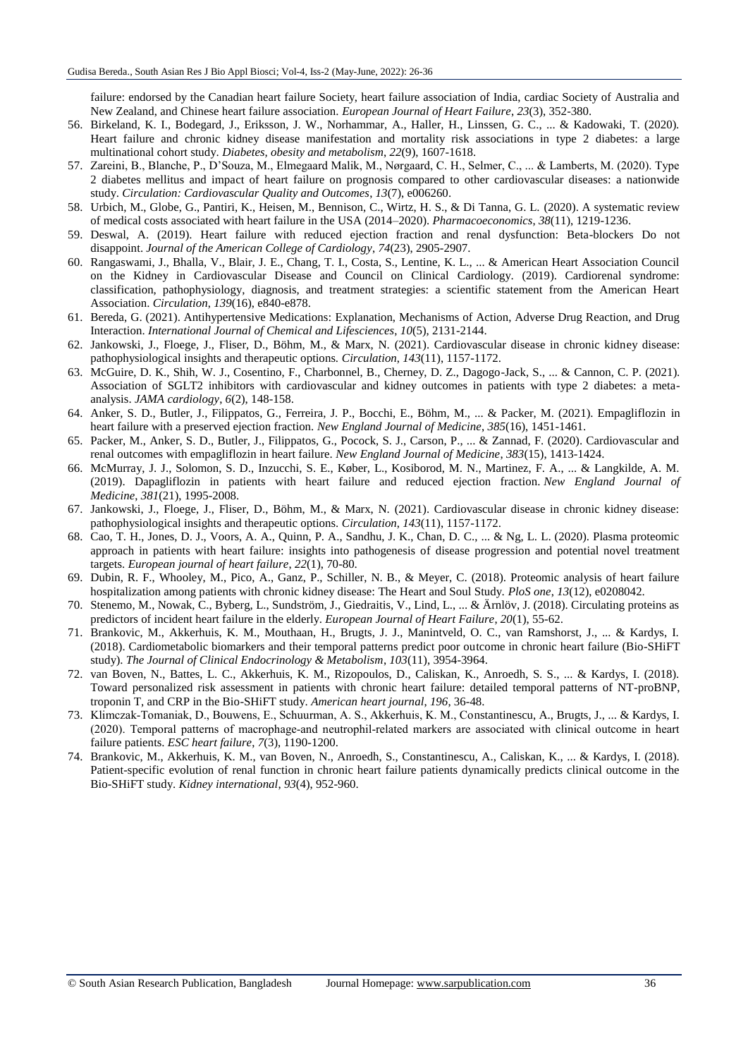failure: endorsed by the Canadian heart failure Society, heart failure association of India, cardiac Society of Australia and New Zealand, and Chinese heart failure association. *European Journal of Heart Failure*, *23*(3), 352-380.

56. Birkeland, K. I., Bodegard, J., Eriksson, J. W., Norhammar, A., Haller, H., Linssen, G. C., ... & Kadowaki, T. (2020). Heart failure and chronic kidney disease manifestation and mortality risk associations in type 2 diabetes: a large multinational cohort study. *Diabetes, obesity and metabolism*, *22*(9), 1607-1618.
57. Zareini, B., Blanche, P., D'Souza, M., Elmegaard Malik, M., Nørgaard, C. H., Selmer, C., ... & Lamberts, M. (2020). Type 2 diabetes mellitus and impact of heart failure on prognosis compared to other cardiovascular diseases: a nationwide study. *Circulation: Cardiovascular Quality and Outcomes*, *13*(7), e006260.
58. Urbich, M., Globe, G., Pantiri, K., Heisen, M., Bennison, C., Wirtz, H. S., & Di Tanna, G. L. (2020). A systematic review of medical costs associated with heart failure in the USA (2014–2020). *Pharmacoeconomics*, *38*(11), 1219-1236.
59. Deswal, A. (2019). Heart failure with reduced ejection fraction and renal dysfunction: Beta-blockers Do not disappoint. *Journal of the American College of Cardiology*, *74*(23), 2905-2907.
60. Rangaswami, J., Bhalla, V., Blair, J. E., Chang, T. I., Costa, S., Lentine, K. L., ... & American Heart Association Council on the Kidney in Cardiovascular Disease and Council on Clinical Cardiology. (2019). Cardiorenal syndrome: classification, pathophysiology, diagnosis, and treatment strategies: a scientific statement from the American Heart Association. *Circulation*, *139*(16), e840-e878.
61. Bereda, G. (2021). Antihypertensive Medications: Explanation, Mechanisms of Action, Adverse Drug Reaction, and Drug Interaction. *International Journal of Chemical and Lifesciences*, *10*(5), 2131-2144.
62. Jankowski, J., Floege, J., Fliser, D., Böhm, M., & Marx, N. (2021). Cardiovascular disease in chronic kidney disease: pathophysiological insights and therapeutic options. *Circulation*, *143*(11), 1157-1172.
63. McGuire, D. K., Shih, W. J., Cosentino, F., Charbonnel, B., Cherney, D. Z., Dagogo-Jack, S., ... & Cannon, C. P. (2021). Association of SGLT2 inhibitors with cardiovascular and kidney outcomes in patients with type 2 diabetes: a meta-analysis. *JAMA cardiology*, *6*(2), 148-158.
64. Anker, S. D., Butler, J., Filippatos, G., Ferreira, J. P., Bocchi, E., Böhm, M., ... & Packer, M. (2021). Empagliflozin in heart failure with a preserved ejection fraction. *New England Journal of Medicine*, *385*(16), 1451-1461.
65. Packer, M., Anker, S. D., Butler, J., Filippatos, G., Pocock, S. J., Carson, P., ... & Zannad, F. (2020). Cardiovascular and renal outcomes with empagliflozin in heart failure. *New England Journal of Medicine*, *383*(15), 1413-1424.
66. McMurray, J. J., Solomon, S. D., Inzucchi, S. E., Køber, L., Kosiborod, M. N., Martinez, F. A., ... & Langkilde, A. M. (2019). Dapagliflozin in patients with heart failure and reduced ejection fraction. *New England Journal of Medicine*, *381*(21), 1995-2008.
67. Jankowski, J., Floege, J., Fliser, D., Böhm, M., & Marx, N. (2021). Cardiovascular disease in chronic kidney disease: pathophysiological insights and therapeutic options. *Circulation*, *143*(11), 1157-1172.
68. Cao, T. H., Jones, D. J., Voors, A. A., Quinn, P. A., Sandhu, J. K., Chan, D. C., ... & Ng, L. L. (2020). Plasma proteomic approach in patients with heart failure: insights into pathogenesis of disease progression and potential novel treatment targets. *European journal of heart failure*, *22*(1), 70-80.
69. Dubin, R. F., Whooley, M., Pico, A., Ganz, P., Schiller, N. B., & Meyer, C. (2018). Proteomic analysis of heart failure hospitalization among patients with chronic kidney disease: The Heart and Soul Study. *PloS one*, *13*(12), e0208042.
70. Stenemo, M., Nowak, C., Byberg, L., Sundström, J., Giedraitis, V., Lind, L., ... & Ärnlöv, J. (2018). Circulating proteins as predictors of incident heart failure in the elderly. *European Journal of Heart Failure*, *20*(1), 55-62.
71. Brankovic, M., Akkerhuis, K. M., Mouthaan, H., Brugts, J. J., Manintveld, O. C., van Ramshorst, J., ... & Kardys, I. (2018). Cardiometabolic biomarkers and their temporal patterns predict poor outcome in chronic heart failure (Bio-SHiFT study). *The Journal of Clinical Endocrinology & Metabolism*, *103*(11), 3954-3964.
72. van Boven, N., Battes, L. C., Akkerhuis, K. M., Rizopoulos, D., Caliskan, K., Anroedh, S. S., ... & Kardys, I. (2018). Toward personalized risk assessment in patients with chronic heart failure: detailed temporal patterns of NT-proBNP, troponin T, and CRP in the Bio-SHiFT study. *American heart journal*, *196*, 36-48.
73. Klimczak-Tomaniak, D., Bouwens, E., Schuurman, A. S., Akkerhuis, K. M., Constantinescu, A., Brugts, J., ... & Kardys, I. (2020). Temporal patterns of macrophage-and neutrophil-related markers are associated with clinical outcome in heart failure patients. *ESC heart failure*, *7*(3), 1190-1200.
74. Brankovic, M., Akkerhuis, K. M., van Boven, N., Anroedh, S., Constantinescu, A., Caliskan, K., ... & Kardys, I. (2018). Patient-specific evolution of renal function in chronic heart failure patients dynamically predicts clinical outcome in the Bio-SHiFT study. *Kidney international*, *93*(4), 952-960.